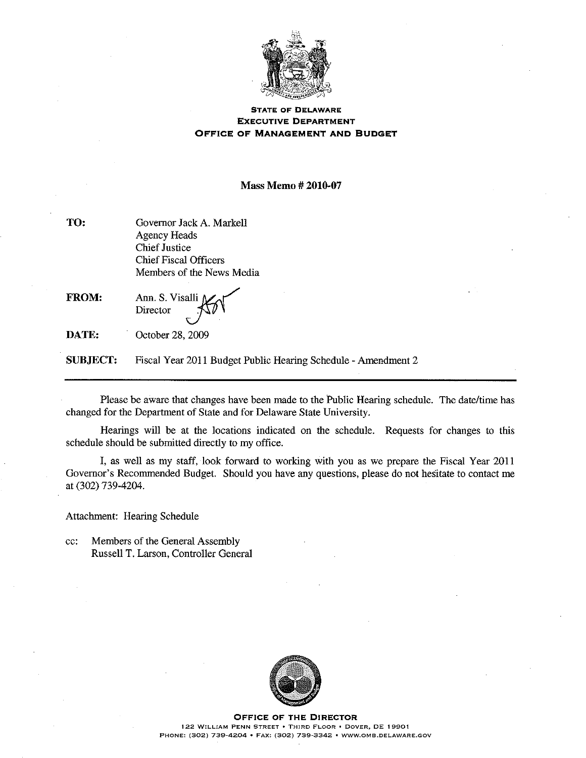**STATE OF DELAWARE**
**EXECUTIVE DEPARTMENT**
**OFFICE OF MANAGEMENT AND BUDGET**

## Mass Memo # 2010-07

**TO:** Governor Jack A. Markell
Agency Heads
Chief Justice
Chief Fiscal Officers
Members of the News Media

**FROM:** Ann. S. Visalli
Director

**DATE:** October 28, 2009

**SUBJECT:** Fiscal Year 2011 Budget Public Hearing Schedule - Amendment 2

---

Please be aware that changes have been made to the Public Hearing schedule. The date/time has changed for the Department of State and for Delaware State University.

Hearings will be at the locations indicated on the schedule. Requests for changes to this schedule should be submitted directly to my office.

I, as well as my staff, look forward to working with you as we prepare the Fiscal Year 2011 Governor's Recommended Budget. Should you have any questions, please do not hesitate to contact me at (302) 739-4204.

Attachment: Hearing Schedule

cc: Members of the General Assembly
Russell T. Larson, Controller General

**OFFICE OF THE DIRECTOR**
122 WILLIAM PENN STREET • THIRD FLOOR • DOVER, DE 19901
PHONE: (302) 739-4204 • FAX: (302) 739-3342 • WWW.OMB.DELAWARE.GOV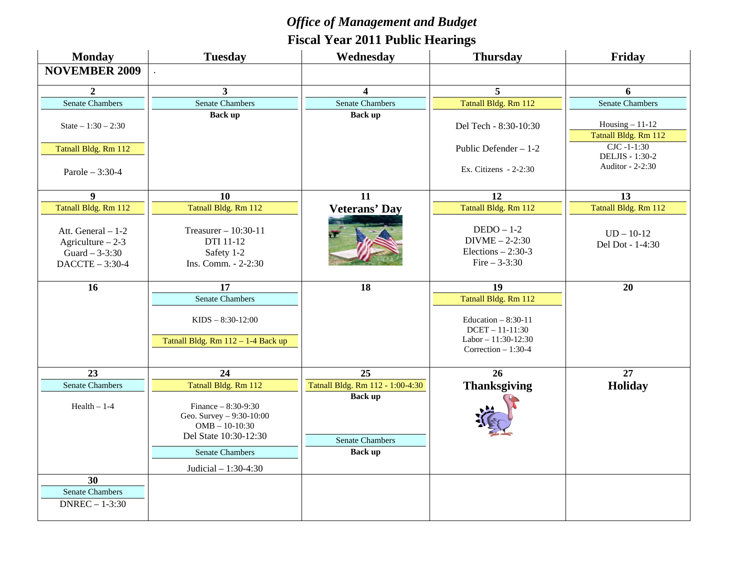*Office of Management and Budget*

**Fiscal Year 2011 Public Hearings**

| Monday | Tuesday | Wednesday | Thursday | Friday |
|---|---|---|---|---|
| **NOVEMBER 2009** | . | | | |
| **2**<br>Senate Chambers<br>State – 1:30 – 2:30<br>Tatnall Bldg. Rm 112<br>Parole – 3:30-4 | **3**<br>Senate Chambers<br>**Back up** | **4**<br>Senate Chambers<br>**Back up** | **5**<br>Tatnall Bldg. Rm 112<br>Del Tech - 8:30-10:30<br>Public Defender – 1-2<br>Ex. Citizens - 2-2:30 | **6**<br>Senate Chambers<br>Housing – 11-12<br>Tatnall Bldg. Rm 112<br>CJC -1-1:30<br>DELJIS - 1:30-2<br>Auditor - 2-2:30 |
| **9**<br>Tatnall Bldg. Rm 112<br>Att. General – 1-2<br>Agriculture – 2-3<br>Guard – 3-3:30<br>DACCTE – 3:30-4 | **10**<br>Tatnall Bldg. Rm 112<br>Treasurer – 10:30-11<br>DTI 11-12<br>Safety 1-2<br>Ins. Comm. - 2-2:30 | **11**<br>**Veterans' Day** | **12**<br>Tatnall Bldg. Rm 112<br>DEDO – 1-2<br>DIVME – 2-2:30<br>Elections – 2:30-3<br>Fire – 3-3:30 | **13**<br>Tatnall Bldg. Rm 112<br>UD – 10-12<br>Del Dot - 1-4:30 |
| **16** | **17**<br>Senate Chambers<br>KIDS – 8:30-12:00<br>Tatnall Bldg. Rm 112 – 1-4 Back up | **18** | **19**<br>Tatnall Bldg. Rm 112<br>Education – 8:30-11<br>DCET – 11-11:30<br>Labor – 11:30-12:30<br>Correction – 1:30-4 | **20** |
| **23**<br>Senate Chambers<br>Health – 1-4 | **24**<br>Tatnall Bldg. Rm 112<br>Finance – 8:30-9:30<br>Geo. Survey – 9:30-10:00<br>OMB – 10-10:30<br>Del State 10:30-12:30<br>Senate Chambers<br>Judicial – 1:30-4:30 | **25**<br>Tatnall Bldg. Rm 112 - 1:00-4:30<br>**Back up**<br>Senate Chambers<br>**Back up** | **26**<br>**Thanksgiving** | **27**<br>**Holiday** |
| **30**<br>Senate Chambers<br>DNREC – 1-3:30 | | | | |